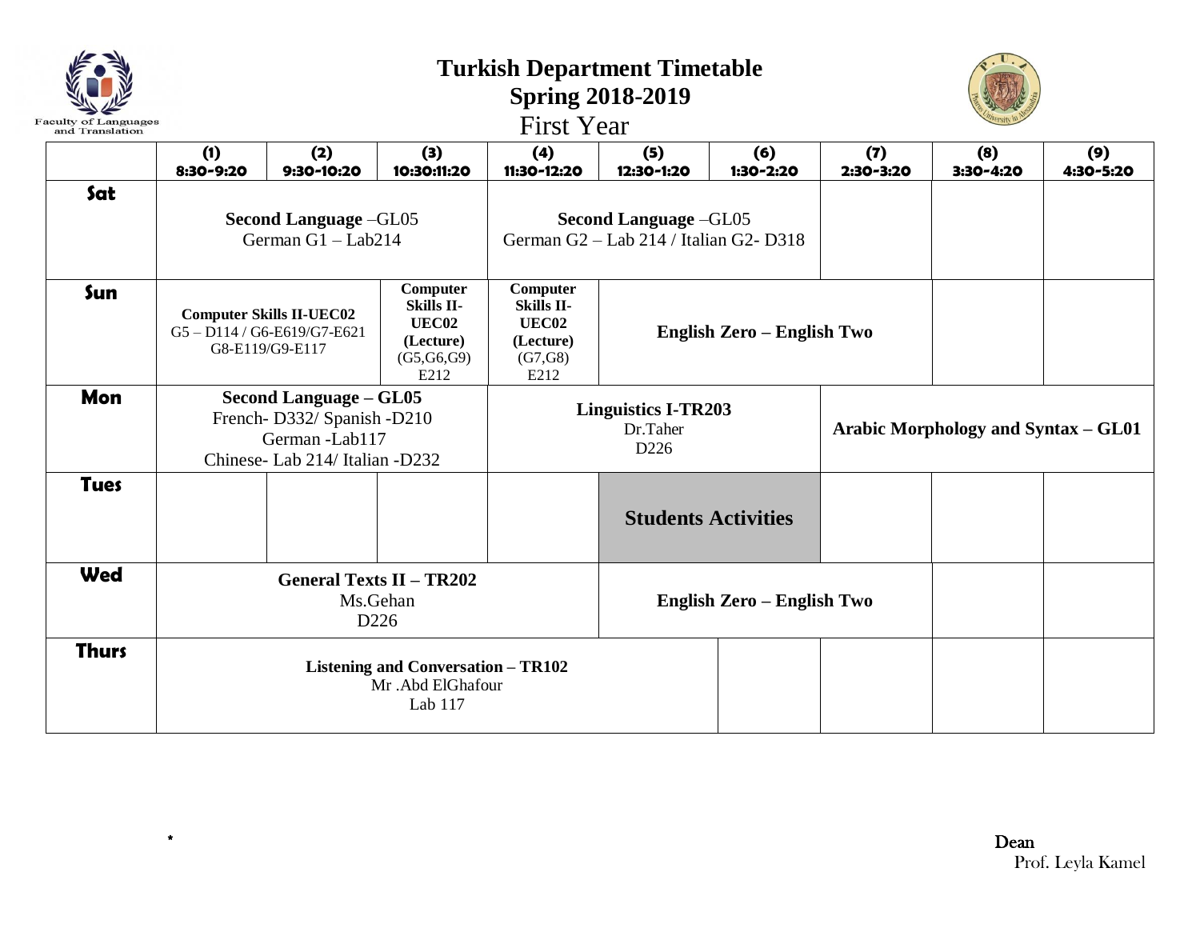# Turkish Department Timetable

## Spring 2018-2019

### First Year

| | (1) 8:30-9:20 | (2) 9:30-10:20 | (3) 10:30:11:20 | (4) 11:30-12:20 | (5) 12:30-1:20 | (6) 1:30-2:20 | (7) 2:30-3:20 | (8) 3:30-4:20 | (9) 4:30-5:20 |
|---|---|---|---|---|---|---|---|---|---|
| **Sat** | **Second Language** –GL05 German G1 – Lab214 | | | **Second Language** –GL05 German G2 – Lab 214 / Italian G2- D318 | | | | | |
| **Sun** | **Computer Skills II-UEC02** G5 – D114 / G6-E619/G7-E621 G8-E119/G9-E117 | | **Computer Skills II-UEC02 (Lecture)** (G5,G6,G9) E212 | **Computer Skills II-UEC02 (Lecture)** (G7,G8) E212 | **English Zero – English Two** | | | | |
| **Mon** | **Second Language – GL05** French- D332/ Spanish -D210 German -Lab117 Chinese- Lab 214/ Italian -D232 | | | **Linguistics I-TR203** Dr.Taher D226 | | | **Arabic Morphology and Syntax – GL01** | | |
| **Tues** | | | | | **Students Activities** | | | | |
| **Wed** | **General Texts II – TR202** Ms.Gehan D226 | | | | **English Zero – English Two** | | | | |
| **Thurs** | **Listening and Conversation – TR102** Mr .Abd ElGhafour Lab 117 | | | | | | | | |

*

Dean
Prof. Leyla Kamel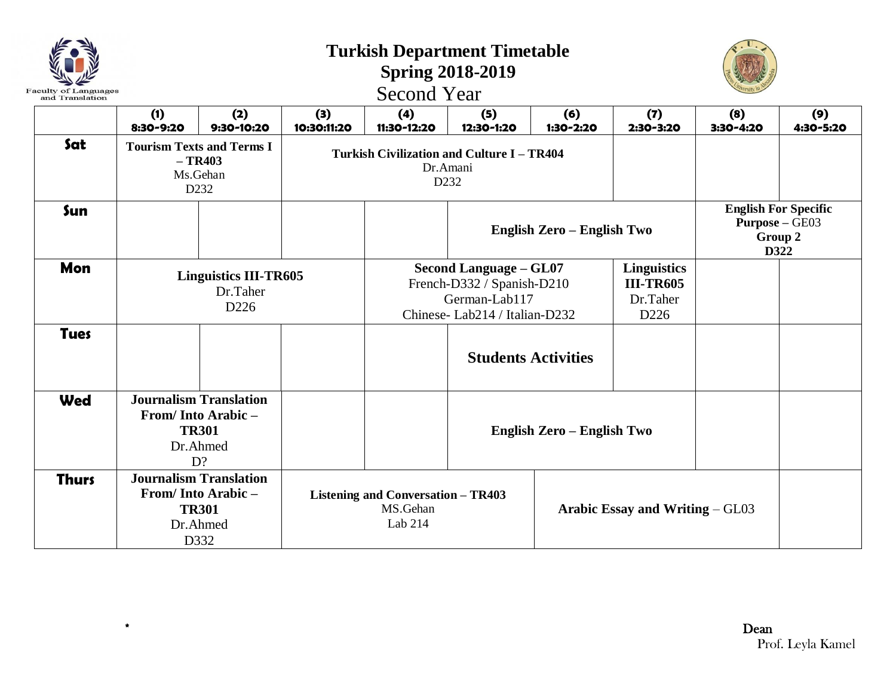Faculty of Languages and Translation

# Turkish Department Timetable
## Spring 2018-2019
### Second Year

| | (1) 8:30-9:20 | (2) 9:30-10:20 | (3) 10:30:11:20 | (4) 11:30-12:20 | (5) 12:30-1:20 | (6) 1:30-2:20 | (7) 2:30-3:20 | (8) 3:30-4:20 | (9) 4:30-5:20 |
|---|---|---|---|---|---|---|---|---|---|
| **Sat** | **Tourism Texts and Terms I – TR403** Ms.Gehan D232 | | **Turkish Civilization and Culture I – TR404** Dr.Amani D232 | | | | | | |
| **Sun** | | | | | **English Zero – English Two** | | | **English For Specific Purpose** – GE03 **Group 2** **D322** | |
| **Mon** | **Linguistics III-TR605** Dr.Taher D226 | | | **Second Language – GL07** French-D332 / Spanish-D210 German-Lab117 Chinese- Lab214 / Italian-D232 | | | **Linguistics III-TR605** Dr.Taher D226 | | |
| **Tues** | | | | | **Students Activities** | | | | |
| **Wed** | **Journalism Translation From/ Into Arabic – TR301** Dr.Ahmed D? | | | | **English Zero – English Two** | | | | |
| **Thurs** | **Journalism Translation From/ Into Arabic – TR301** Dr.Ahmed D332 | | **Listening and Conversation – TR403** MS.Gehan Lab 214 | | | **Arabic Essay and Writing** – GL03 | | | |

*

Dean
Prof. Leyla Kamel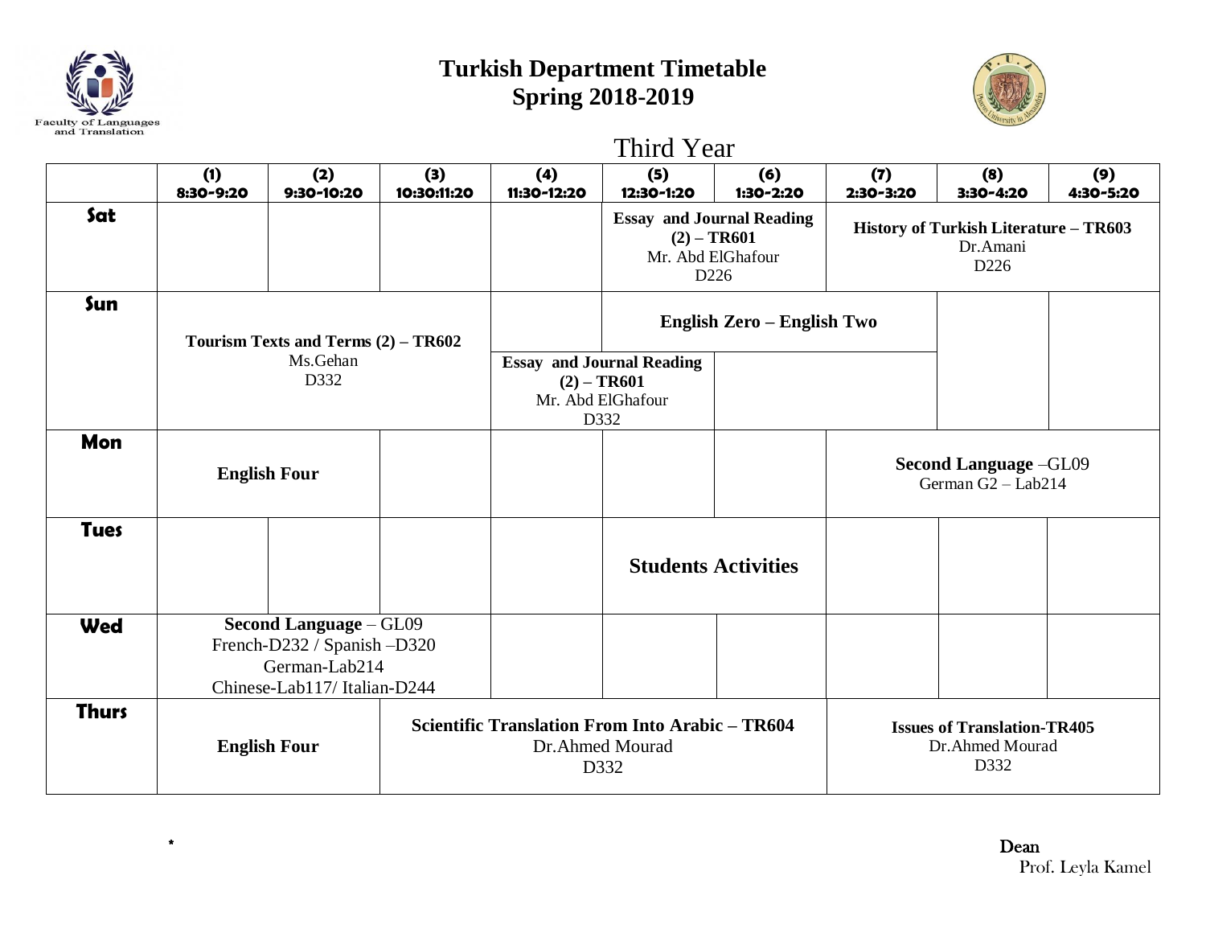# Turkish Department Timetable
## Spring 2018-2019

### Third Year

| | (1) 8:30-9:20 | (2) 9:30-10:20 | (3) 10:30:11:20 | (4) 11:30-12:20 | (5) 12:30-1:20 | (6) 1:30-2:20 | (7) 2:30-3:20 | (8) 3:30-4:20 | (9) 4:30-5:20 |
|---|---|---|---|---|---|---|---|---|---|
| **Sat** | | | | | **Essay and Journal Reading (2) – TR601** Mr. Abd ElGhafour D226 | | **History of Turkish Literature – TR603** Dr.Amani D226 | | |
| **Sun** | **Tourism Texts and Terms (2) – TR602** Ms.Gehan D332 | | | | **English Zero – English Two** | | | | |
| | | | | **Essay and Journal Reading (2) – TR601** Mr. Abd ElGhafour D332 | | | | | |
| **Mon** | **English Four** | | | | | | **Second Language** –GL09 German G2 – Lab214 | | |
| **Tues** | | | | | **Students Activities** | | | | |
| **Wed** | **Second Language** – GL09 French-D232 / Spanish –D320 German-Lab214 Chinese-Lab117/ Italian-D244 | | | | | | | | |
| **Thurs** | **English Four** | | **Scientific Translation From Into Arabic – TR604** Dr.Ahmed Mourad D332 | | | | **Issues of Translation-TR405** Dr.Ahmed Mourad D332 | | |

*

Dean
Prof. Leyla Kamel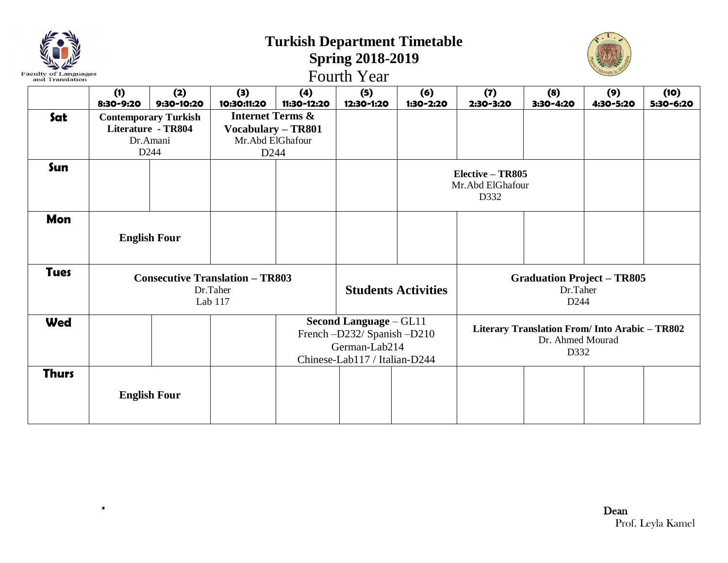Faculty of Languages and Translation

# Turkish Department Timetable

## Spring 2018-2019

Fourth Year

| | (1) 8:30-9:20 | (2) 9:30-10:20 | (3) 10:30:11:20 | (4) 11:30-12:20 | (5) 12:30-1:20 | (6) 1:30-2:20 | (7) 2:30-3:20 | (8) 3:30-4:20 | (9) 4:30-5:20 | (10) 5:30-6:20 |
|---|---|---|---|---|---|---|---|---|---|---|
| **Sat** | **Contemporary Turkish Literature - TR804** Dr.Amani D244 | | **Internet Terms & Vocabulary – TR801** Mr.Abd ElGhafour D244 | | | | | | | |
| **Sun** | | | | | | **Elective – TR805** Mr.Abd ElGhafour D332 | | | | |
| **Mon** | **English Four** | | | | | | | | | |
| **Tues** | **Consecutive Translation – TR803** Dr.Taher Lab 117 | | | | **Students Activities** | | **Graduation Project – TR805** Dr.Taher D244 | | | |
| **Wed** | | | | **Second Language** – GL11 French –D232/ Spanish –D210 German-Lab214 Chinese-Lab117 / Italian-D244 | | | **Literary Translation From/ Into Arabic – TR802** Dr. Ahmed Mourad D332 | | | |
| **Thurs** | **English Four** | | | | | | | | | |

*

Dean
Prof. Leyla Kamel